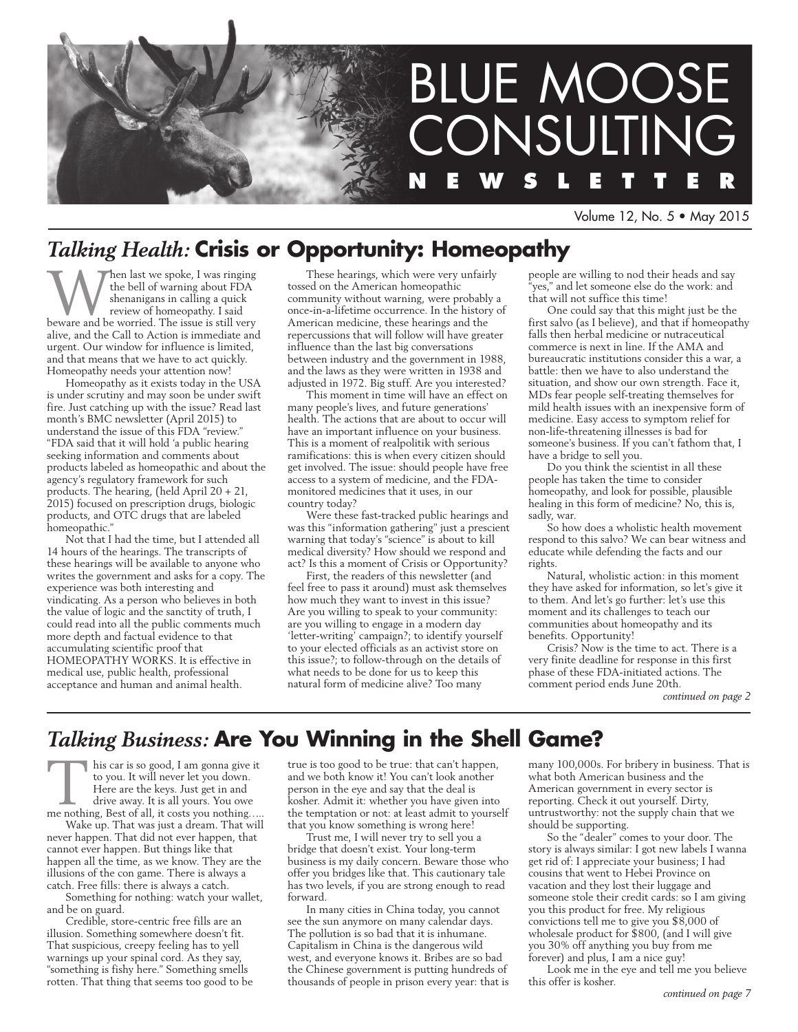# BLUE MOOSE CONSULTING NEWSLETTER

Volume 12, No. 5 • May 2015

## *Talking Health:* Crisis or Opportunity: Homeopathy

When last we spoke, I was ringing the bell of warning about FDA shenanigans in calling a quick review of homeopathy. I said beware and be worried. The issue is still very alive, and the Call to Action is immediate and urgent. Our window for influence is limited, and that means that we have to act quickly. Homeopathy needs your attention now!

Homeopathy as it exists today in the USA is under scrutiny and may soon be under swift fire. Just catching up with the issue? Read last month's BMC newsletter (April 2015) to understand the issue of this FDA "review." "FDA said that it will hold 'a public hearing seeking information and comments about products labeled as homeopathic and about the agency's regulatory framework for such products. The hearing, (held April 20 + 21, 2015) focused on prescription drugs, biologic products, and OTC drugs that are labeled homeopathic."

Not that I had the time, but I attended all 14 hours of the hearings. The transcripts of these hearings will be available to anyone who writes the government and asks for a copy. The experience was both interesting and vindicating. As a person who believes in both the value of logic and the sanctity of truth, I could read into all the public comments much more depth and factual evidence to that accumulating scientific proof that HOMEOPATHY WORKS. It is effective in medical use, public health, professional acceptance and human and animal health.

These hearings, which were very unfairly tossed on the American homeopathic community without warning, were probably a once-in-a-lifetime occurrence. In the history of American medicine, these hearings and the repercussions that will follow will have greater influence than the last big conversations between industry and the government in 1988, and the laws as they were written in 1938 and adjusted in 1972. Big stuff. Are you interested?

This moment in time will have an effect on many people's lives, and future generations' health. The actions that are about to occur will have an important influence on your business. This is a moment of realpolitik with serious ramifications: this is when every citizen should get involved. The issue: should people have free access to a system of medicine, and the FDA-monitored medicines that it uses, in our country today?

Were these fast-tracked public hearings and was this "information gathering" just a prescient warning that today's "science" is about to kill medical diversity? How should we respond and act? Is this a moment of Crisis or Opportunity?

First, the readers of this newsletter (and feel free to pass it around) must ask themselves how much they want to invest in this issue? Are you willing to speak to your community: are you willing to engage in a modern day 'letter-writing' campaign?; to identify yourself to your elected officials as an activist store on this issue?; to follow-through on the details of what needs to be done for us to keep this natural form of medicine alive? Too many people are willing to nod their heads and say "yes," and let someone else do the work: and that will not suffice this time!

One could say that this might just be the first salvo (as I believe), and that if homeopathy falls then herbal medicine or nutraceutical commerce is next in line. If the AMA and bureaucratic institutions consider this a war, a battle: then we have to also understand the situation, and show our own strength. Face it, MDs fear people self-treating themselves for mild health issues with an inexpensive form of medicine. Easy access to symptom relief for non-life-threatening illnesses is bad for someone's business. If you can't fathom that, I have a bridge to sell you.

Do you think the scientist in all these people has taken the time to consider homeopathy, and look for possible, plausible healing in this form of medicine? No, this is, sadly, war.

So how does a wholistic health movement respond to this salvo? We can bear witness and educate while defending the facts and our rights.

Natural, wholistic action: in this moment they have asked for information, so let's give it to them. And let's go further: let's use this moment and its challenges to teach our communities about homeopathy and its benefits. Opportunity!

Crisis? Now is the time to act. There is a very finite deadline for response in this first phase of these FDA-initiated actions. The comment period ends June 20th.

*continued on page 2*

## *Talking Business:* Are You Winning in the Shell Game?

This car is so good, I am gonna give it to you. It will never let you down. Here are the keys. Just get in and drive away. It is all yours. You owe me nothing, Best of all, it costs you nothing…..

Wake up. That was just a dream. That will never happen. That did not ever happen, that cannot ever happen. But things like that happen all the time, as we know. They are the illusions of the con game. There is always a catch. Free fills: there is always a catch.

Something for nothing: watch your wallet, and be on guard.

Credible, store-centric free fills are an illusion. Something somewhere doesn't fit. That suspicious, creepy feeling has to yell warnings up your spinal cord. As they say, "something is fishy here." Something smells rotten. That thing that seems too good to be true is too good to be true: that can't happen, and we both know it! You can't look another person in the eye and say that the deal is kosher. Admit it: whether you have given into the temptation or not: at least admit to yourself that you know something is wrong here!

Trust me, I will never try to sell you a bridge that doesn't exist. Your long-term business is my daily concern. Beware those who offer you bridges like that. This cautionary tale has two levels, if you are strong enough to read forward.

In many cities in China today, you cannot see the sun anymore on many calendar days. The pollution is so bad that it is inhumane. Capitalism in China is the dangerous wild west, and everyone knows it. Bribes are so bad the Chinese government is putting hundreds of thousands of people in prison every year: that is many 100,000s. For bribery in business. That is what both American business and the American government in every sector is reporting. Check it out yourself. Dirty, untrustworthy: not the supply chain that we should be supporting.

So the "dealer" comes to your door. The story is always similar: I got new labels I wanna get rid of: I appreciate your business; I had cousins that went to Hebei Province on vacation and they lost their luggage and someone stole their credit cards: so I am giving you this product for free. My religious convictions tell me to give you $8,000 of wholesale product for $800, (and I will give you 30% off anything you buy from me forever) and plus, I am a nice guy!

Look me in the eye and tell me you believe this offer is kosher.

*continued on page 7*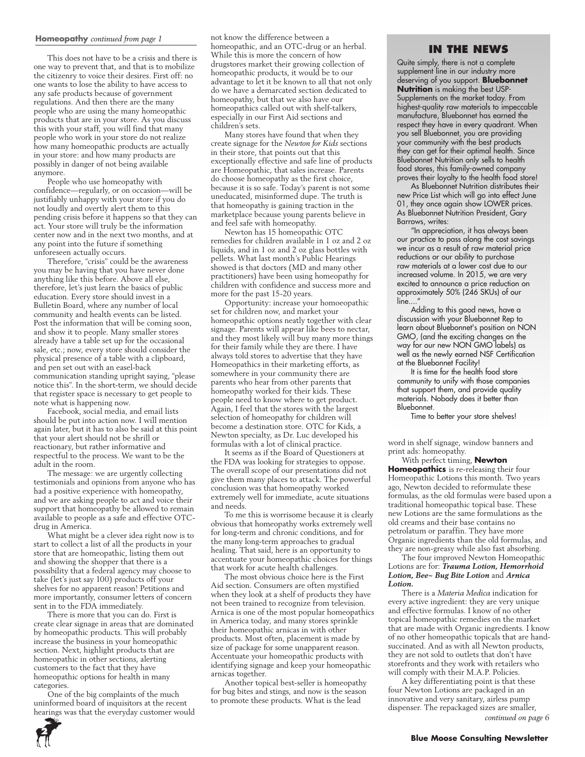**Homeopathy** *continued from page 1*

This does not have to be a crisis and there is one way to prevent that, and that is to mobilize the citizenry to voice their desires. First off: no one wants to lose the ability to have access to any safe products because of government regulations. And then there are the many people who are using the many homeopathic products that are in your store. As you discuss this with your staff, you will find that many people who work in your store do not realize how many homeopathic products are actually in your store: and how many products are possibly in danger of not being available anymore.

People who use homeopathy with confidence—regularly, or on occasion—will be justifiably unhappy with your store if you do not loudly and overtly alert them to this pending crisis before it happens so that they can act. Your store will truly be the information center now and in the next two months, and at any point into the future if something unforeseen actually occurs.

Therefore, "crisis" could be the awareness you may be having that you have never done anything like this before. Above all else, therefore, let's just learn the basics of public education. Every store should invest in a Bulletin Board, where any number of local community and health events can be listed. Post the information that will be coming soon, and show it to people. Many smaller stores already have a table set up for the occasional sale, etc.; now, every store should consider the physical presence of a table with a clipboard, and pen set out with an easel-back communication standing upright saying, "please notice this". In the short-term, we should decide that register space is necessary to get people to note what is happening now.

Facebook, social media, and email lists should be put into action now. I will mention again later, but it has to also be said at this point that your alert should not be shrill or reactionary, but rather informative and respectful to the process. We want to be the adult in the room.

The message: we are urgently collecting testimonials and opinions from anyone who has had a positive experience with homeopathy, and we are asking people to act and voice their support that homeopathy be allowed to remain available to people as a safe and effective OTC-drug in America.

What might be a clever idea right now is to start to collect a list of all the products in your store that are homeopathic, listing them out and showing the shopper that there is a possibility that a federal agency may choose to take (let's just say 100) products off your shelves for no apparent reason! Petitions and more importantly, consumer letters of concern sent in to the FDA immediately.

There is more that you can do. First is create clear signage in areas that are dominated by homeopathic products. This will probably increase the business in your homeopathic section. Next, highlight products that are homeopathic in other sections, alerting customers to the fact that they have homeopathic options for health in many categories.

One of the big complaints of the much uninformed board of inquisitors at the recent hearings was that the everyday customer would not know the difference between a homeopathic, and an OTC-drug or an herbal. While this is more the concern of how drugstores market their growing collection of homeopathic products, it would be to our advantage to let it be known to all that not only do we have a demarcated section dedicated to homeopathy, but that we also have our homeopathics called out with shelf-talkers, especially in our First Aid sections and children's sets.

Many stores have found that when they create signage for the *Newton for Kids* sections in their store, that points out that this exceptionally effective and safe line of products are Homeopathic, that sales increase. Parents do choose homeopathy as the first choice, because it is so safe. Today's parent is not some uneducated, misinformed dupe. The truth is that homeopathy is gaining traction in the marketplace because young parents believe in and feel safe with homeopathy.

Newton has 15 homeopathic OTC remedies for children available in 1 oz and 2 oz liquids, and in 1 oz and 2 oz glass bottles with pellets. What last month's Public Hearings showed is that doctors (MD and many other practitioners) have been using homeopathy for children with confidence and success more and more for the past 15-20 years.

Opportunity: increase your homoeopathic set for children now, and market your homeopathic options neatly together with clear signage. Parents will appear like bees to nectar, and they most likely will buy many more things for their family while they are there. I have always told stores to advertise that they have Homeopathics in their marketing efforts, as somewhere in your community there are parents who hear from other parents that homeopathy worked for their kids. These people need to know where to get product. Again, I feel that the stores with the largest selection of homeopathy for children will become a destination store. OTC for Kids, a Newton specialty, as Dr. Luc developed his formulas with a lot of clinical practice.

It seems as if the Board of Questioners at the FDA was looking for strategies to oppose. The overall scope of our presentations did not give them many places to attack. The powerful conclusion was that homeopathy worked extremely well for immediate, acute situations and needs.

To me this is worrisome because it is clearly obvious that homeopathy works extremely well for long-term and chronic conditions, and for the many long-term approaches to gradual healing. That said, here is an opportunity to accentuate your homeopathic choices for things that work for acute health challenges.

The most obvious choice here is the First Aid section. Consumers are often mystified when they look at a shelf of products they have not been trained to recognize from television. Arnica is one of the most popular homeopathics in America today, and many stores sprinkle their homeopathic arnicas in with other products. Most often, placement is made by size of package for some unapparent reason. Accentuate your homeopathic products with identifying signage and keep your homeopathic arnicas together.

Another topical best-seller is homeopathy for bug bites and stings, and now is the season to promote these products. What is the lead word in shelf signage, window banners and print ads: homeopathy.

With perfect timing, **Newton Homeopathics** is re-releasing their four Homeopathic Lotions this month. Two years ago, Newton decided to reformulate these formulas, as the old formulas were based upon a traditional homeopathic topical base. These new Lotions are the same formulations as the old creams and their base contains no petrolatum or paraffin. They have more Organic ingredients than the old formulas, and they are non-greasy while also fast absorbing.

The four improved Newton Homeopathic Lotions are for: ***Trauma Lotion, Hemorrhoid Lotion, Bee~ Bug Bite Lotion*** and ***Arnica Lotion.***

There is a *Materia Medica* indication for every active ingredient: they are very unique and effective formulas. I know of no other topical homeopathic remedies on the market that are made with Organic ingredients. I know of no other homeopathic topicals that are hand-succinated. And as with all Newton products, they are not sold to outlets that don't have storefronts and they work with retailers who will comply with their M.A.P. Policies.

A key differentiating point is that these four Newton Lotions are packaged in an innovative and very sanitary, airless pump dispenser. The repackaged sizes are smaller,

*continued on page 6*

## IN THE NEWS

Quite simply, there is not a complete supplement line in our industry more deserving of you support. **Bluebonnet Nutrition** is making the best USP-Supplements on the market today. From highest-quality raw materials to impeccable manufacture, Bluebonnet has earned the respect they have in every quadrant. When you sell Bluebonnet, you are providing your community with the best products they can get for their optimal health. Since Bluebonnet Nutrition only sells to health food stores, this family-owned company proves their loyalty to the health food store!

As Bluebonnet Nutrition distributes their new Price List which will go into effect June 01, they once again show LOWER prices. As Bluebonnet Nutrition President, Gary Barrows, writes:

"In appreciation, it has always been our practice to pass along the cost savings we incur as a result of raw material price reductions or our ability to purchase raw materials at a lower cost due to our increased volume. In 2015, we are very excited to announce a price reduction on approximately 50% (246 SKUs) of our line...."

Adding to this good news, have a discussion with your Bluebonnet Rep to learn about Bluebonnet's position on NON GMO, (and the exciting changes on the way for our new NON GMO labels) as well as the newly earned NSF Certification at the Bluebonnet Facility!

It is time for the health food store community to unify with those companies that support them, and provide quality materials. Nobody does it better than Bluebonnet.

Time to better your store shelves!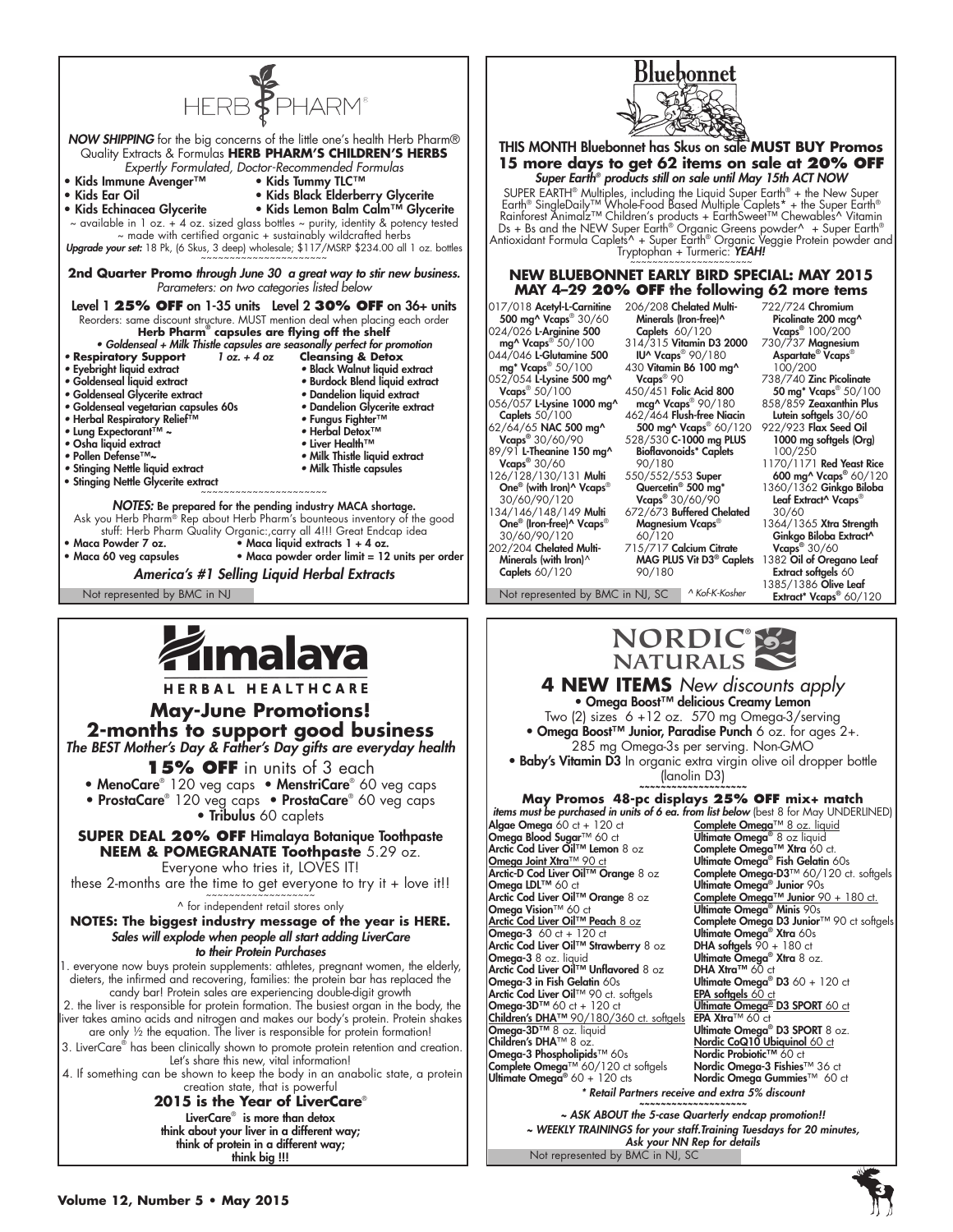# HERB PHARM®

***NOW SHIPPING*** for the big concerns of the little one's health Herb Pharm® Quality Extracts & Formulas **HERB PHARM'S CHILDREN'S HERBS**

*Expertly Formulated, Doctor-Recommended Formulas*

- Kids Immune Avenger™
- Kids Tummy TLC™
- Kids Ear Oil
- Kids Black Elderberry Glycerite
- Kids Echinacea Glycerite
- Kids Lemon Balm Calm™ Glycerite

~ available in 1 oz. + 4 oz. sized glass bottles ~ purity, identity & potency tested ~ made with certified organic + sustainably wildcrafted herbs

***Upgrade your set:*** 18 Pk, (6 Skus, 3 deep) wholesale; $117/MSRP $234.00 all 1 oz. bottles

~~~~~~~~~~~~~~~~~~~~~

**2nd Quarter Promo** *through June 30 a great way to stir new business.*

*Parameters: on two categories listed below*

Level 1 **25% OFF** on 1-35 units Level 2 **30% OFF** on 36+ units

Reorders: same discount structure. MUST mention deal when placing each order

**Herb Pharm® capsules are flying off the shelf**

*• Goldenseal + Milk Thistle capsules are seasonally perfect for promotion*

**• Respiratory Support** *1 oz. + 4 oz*
- Eyebright liquid extract
- Goldenseal liquid extract
- Goldenseal Glycerite extract
- Goldenseal vegetarian capsules 60s
- Herbal Respiratory Relief™
- Lung Expectorant™ ~
- Osha liquid extract
- Pollen Defense™~
- Stinging Nettle liquid extract
- Stinging Nettle Glycerite extract

**Cleansing & Detox**
- Black Walnut liquid extract
- Burdock Blend liquid extract
- Dandelion liquid extract
- Dandelion Glycerite extract
- Fungus Fighter™
- Herbal Detox™
- Liver Health™
- Milk Thistle liquid extract
- Milk Thistle capsules

~~~~~~~~~~~~~~~~~~~~~

***NOTES:*** Be prepared for the pending industry MACA shortage.

Ask you Herb Pharm® Rep about Herb Pharm's bounteous inventory of the good stuff: Herb Pharm Quality Organic:,carry all 4!!! Great Endcap idea

- Maca Powder 7 oz.
- Maca liquid extracts 1 + 4 oz.
- Maca 60 veg capsules
- Maca powder order limit = 12 units per order

***America's #1 Selling Liquid Herbal Extracts***

Not represented by BMC in NJ

# Bluebonnet

THIS MONTH Bluebonnet has Skus on sale **MUST BUY Promos**

**15 more days to get 62 items on sale at 20% OFF**

***Super Earth® products still on sale until May 15th ACT NOW***

SUPER EARTH® Multiples, including the Liquid Super Earth® + the New Super Earth® SingleDaily™ Whole-Food Based Multiple Caplets* + the Super Earth® Rainforest Animalz™ Children's products + EarthSweet™ Chewables^ Vitamin Ds + Bs and the NEW Super Earth® Organic Greens powder^ + Super Earth® Antioxidant Formula Caplets^ + Super Earth® Organic Veggie Protein powder and Tryptophan + Turmeric: ***YEAH!***

~~~~~~~~~~~~~~~~~~~~~

**NEW BLUEBONNET EARLY BIRD SPECIAL: MAY 2015**
**MAY 4–29 20% OFF the following 62 more tems**

- 017/018 **Acetyl-L-Carnitine 500 mg^ Vcaps**® 30/60
- 024/026 **L-Arginine 500 mg^ Vcaps**® 50/100
- 044/046 **L-Glutamine 500 mg* Vcaps**® 50/100
- 052/054 **L-Lysine 500 mg^ Vcaps**® 50/100
- 056/057 **L-Lysine 1000 mg^ Caplets** 50/100
- 62/64/65 **NAC 500 mg^ Vcaps**® 30/60/90
- 89/91 **L-Theanine 150 mg^ Vcaps**® 30/60
- 126/128/130/131 **Multi One® (with Iron)^ Vcaps**® 30/60/90/120
- 134/146/148/149 **Multi One® (Iron-free)^ Vcaps**® 30/60/90/120
- 202/204 **Chelated Multi-Minerals (with Iron)^ Caplets** 60/120
- 206/208 **Chelated Multi-Minerals (Iron-free)^ Caplets** 60/120
- 314/315 **Vitamin D3 2000 IU^ Vcaps**® 90/180
- 430 **Vitamin B6 100 mg^ Vcaps**® 90
- 450/451 **Folic Acid 800 mcg^ Vcaps**® 90/180
- 462/464 **Flush-free Niacin 500 mg^ Vcaps**® 60/120
- 528/530 **C-1000 mg PLUS Bioflavonoids* Caplets** 90/180
- 550/552/553 **Super Quercetin® 500 mg* Vcaps**® 30/60/90
- 672/673 **Buffered Chelated Magnesium Vcaps**® 60/120
- 715/717 **Calcium Citrate MAG PLUS Vit D3® Caplets** 90/180
- 722/724 **Chromium Picolinate 200 mcg^ Vcaps**® 100/200
- 730/737 **Magnesium Aspartate^ Vcaps**® 100/200
- 738/740 **Zinc Picolinate 50 mg* Vcaps**® 50/100
- 858/859 **Zeaxanthin Plus Lutein softgels** 30/60
- 922/923 **Flax Seed Oil 1000 mg softgels (Org)** 100/250
- 1170/1171 **Red Yeast Rice 600 mg^ Vcaps**® 60/120
- 1360/1362 **Ginkgo Biloba Leaf Extract^ Vcaps**® 30/60
- 1364/1365 **Xtra Strength Ginkgo Biloba Extract^ Vcaps**® 30/60
- 1382 **Oil of Oregano Leaf Extract softgels** 60
- 1385/1386 **Olive Leaf Extract* Vcaps**® 60/120

Not represented by BMC in NJ, SC *^ Kof-K-Kosher*

# Himalaya HERBAL HEALTHCARE

## May-June Promotions!
## 2-months to support good business

***The BEST Mother's Day & Father's Day gifts are everyday health***

**15% OFF** in units of 3 each

- **MenoCare**® 120 veg caps • **MenstriCare**® 60 veg caps
- **ProstaCare**® 120 veg caps • **ProstaCare**® 60 veg caps
- **Tribulus** 60 caplets

**SUPER DEAL 20% OFF** Himalaya Botanique Toothpaste
**NEEM & POMEGRANATE Toothpaste** 5.29 oz.

Everyone who tries it, LOVES IT!

these 2-months are the time to get everyone to try it + love it!!

~~~~~~~~~~~~~~~~~~~~

^ for independent retail stores only

**NOTES: The biggest industry message of the year is HERE.**

***Sales will explode when people all start adding LiverCare to their Protein Purchases***

1. everyone now buys protein supplements: athletes, pregnant women, the elderly, dieters, the infirmed and recovering, families: the protein bar has replaced the candy bar! Protein sales are experiencing double-digit growth
2. the liver is responsible for protein formation. The busiest organ in the body, the liver takes amino acids and nitrogen and makes our body's protein. Protein shakes are only ½ the equation. The liver is responsible for protein formation!
3. LiverCare® has been clinically shown to promote protein retention and creation. Let's share this new, vital information!
4. If something can be shown to keep the body in an anabolic state, a protein creation state, that is powerful

**2015 is the Year of LiverCare®**

**LiverCare® is more than detox**
**think about your liver in a different way;**
**think of protein in a different way;**
**think big !!!**

# NORDIC® NATURALS

## 4 NEW ITEMS *New discounts apply*

- **Omega Boost™ delicious Creamy Lemon**
  Two (2) sizes 6 +12 oz. 570 mg Omega-3/serving
- **Omega Boost™ Junior, Paradise Punch** 6 oz. for ages 2+.
  285 mg Omega-3s per serving. Non-GMO
- **Baby's Vitamin D3** In organic extra virgin olive oil dropper bottle (lanolin D3)

~~~~~~~~~~~~~~~~~~~~

**May Promos 48-pc displays 25% OFF mix+ match**

*items must be purchased in units of 6 ea. from list below* (best 8 for May UNDERLINED)

- **Algae Omega** 60 ct + 120 ct
- **Omega Blood Sugar**™ 60 ct
- **Arctic Cod Liver Oil™ Lemon** 8 oz
- **Omega Joint Xtra**™ 90 ct
- **Arctic-D Cod Liver Oil™ Orange** 8 oz
- **Omega LDL™** 60 ct
- **Arctic Cod Liver Oil™ Orange** 8 oz
- **Omega Vision**™ 60 ct
- **Arctic Cod Liver Oil™ Peach** 8 oz
- **Omega-3** 60 ct + 120 ct
- **Arctic Cod Liver Oil™ Strawberry** 8 oz
- **Omega-3** 8 oz. liquid
- **Arctic Cod Liver Oil™ Unflavored** 8 oz
- **Omega-3 in Fish Gelatin** 60s
- **Arctic Cod Liver Oil**™ 90 ct. softgels
- **Omega-3D™** 60 ct + 120 ct
- **Children's DHA™** 90/180/360 ct. softgels
- **Omega-3D™** 8 oz. liquid
- **Children's DHA**™ 8 oz.
- **Omega-3 Phospholipids**™ 60s
- **Complete Omega**™ 60/120 ct softgels
- **Ultimate Omega®** 60 + 120 cts
- **Complete Omega**™ 8 oz. liquid
- **Ultimate Omega®** 8 oz liquid
- **Complete Omega™ Xtra** 60 ct.
- **Ultimate Omega® Fish Gelatin** 60s
- **Complete Omega-D3**™ 60/120 ct. softgels
- **Ultimate Omega® Junior** 90s
- **Complete Omega™ Junior** 90 + 180 ct.
- **Ultimate Omega® Minis** 90s
- **Complete Omega D3 Junior**™ 90 ct softgels
- **Ultimate Omega® Xtra** 60s
- **DHA softgels** 90 + 180 ct
- **Ultimate Omega® Xtra** 8 oz.
- **DHA Xtra™** 60 ct
- **Ultimate Omega® D3** 60 + 120 ct
- **EPA softgels** 60 ct
- **Ultimate Omega® D3 SPORT** 60 ct
- **EPA Xtra**™ 60 ct
- **Ultimate Omega® D3 SPORT** 8 oz.
- **Nordic CoQ10 Ubiquinol** 60 ct
- **Nordic Probiotic**™ 60 ct
- **Nordic Omega-3 Fishies**™ 36 ct
- **Nordic Omega Gummies**™ 60 ct

*\* Retail Partners receive and extra 5% discount*

~~~~~~~~~~~~~~~~~~~~

*~ ASK ABOUT the 5-case Quarterly endcap promotion!!*
*~ WEEKLY TRAININGS for your staff.Training Tuesdays for 20 minutes, Ask your NN Rep for details*

Not represented by BMC in NJ, SC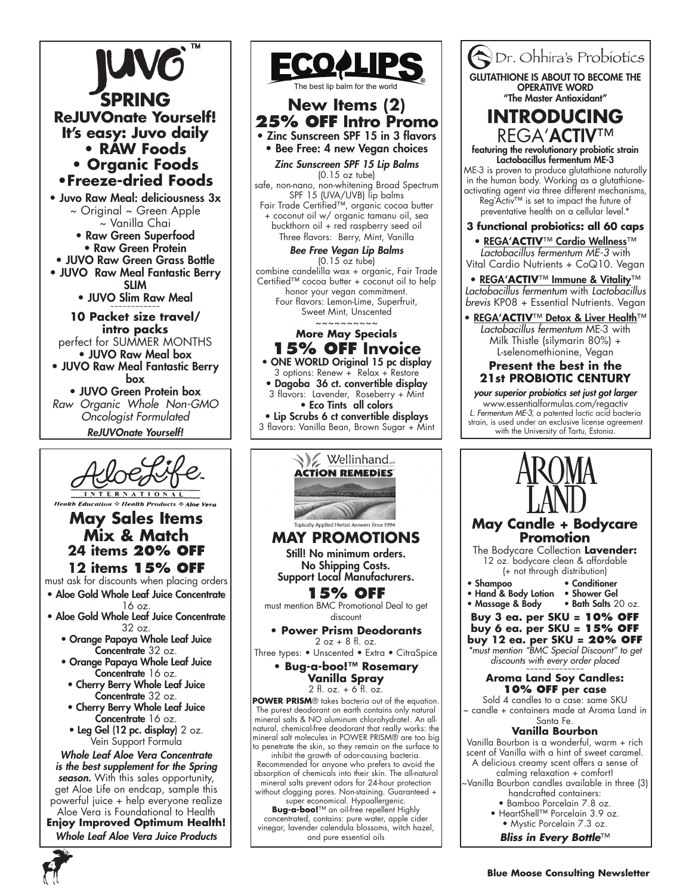# JUVO™

## SPRING

**ReJUVOnate Yourself!**
**It's easy: Juvo daily**

- **RAW Foods**
- **Organic Foods**
- **Freeze-dried Foods**

- Juvo Raw Meal: deliciousness 3x
  ~ Original ~ Green Apple ~ Vanilla Chai
- Raw Green Superfood
- Raw Green Protein
- JUVO Raw Green Grass Bottle
- JUVO Raw Meal Fantastic Berry SLIM
- JUVO Slim Raw Meal

~~~~~~~~~~~~

**10 Packet size travel/ intro packs**
perfect for SUMMER MONTHS

- JUVO Raw Meal box
- JUVO Raw Meal Fantastic Berry box
- JUVO Green Protein box

*Raw Organic Whole Non-GMO Oncologist Formulated*

***ReJUVOnate Yourself!***

# ECO LIPS

The best lip balm for the world

## New Items (2)
## 25% OFF Intro Promo

- Zinc Sunscreen SPF 15 in 3 flavors
- Bee Free: 4 new Vegan choices

***Zinc Sunscreen SPF 15 Lip Balms***
(0.15 oz tube)
safe, non-nano, non-whitening Broad Spectrum SPF 15 (UVA/UVB) lip balms Fair Trade Certified™, organic cocoa butter + coconut oil w/ organic tamanu oil, sea buckthorn oil + red raspberry seed oil
Three flavors: Berry, Mint, Vanilla

***Bee Free Vegan Lip Balms***
(0.15 oz tube)
combine candelilla wax + organic, Fair Trade Certified™ cocoa butter + coconut oil to help honor your vegan commitment.
Four flavors: Lemon-Lime, Superfruit, Sweet Mint, Unscented

~~~~~~~~~~~

**More May Specials**
## 15% OFF Invoice

- ONE WORLD Original 15 pc display
  3 options: Renew + Relax + Restore
- Dagoba 36 ct. convertible display
  3 flavors: Lavender, Roseberry + Mint
- Eco Tints all colors
- Lip Scrubs 6 ct convertible displays
  3 flavors: Vanilla Bean, Brown Sugar + Mint

# Dr. Ohhira's Probiotics

**GLUTATHIONE IS ABOUT TO BECOME THE OPERATIVE WORD**
**"The Master Antioxidant"**

## INTRODUCING
## REGA'ACTIV™

**featuring the revolutionary probiotic strain Lactobacillus fermentum ME-3**

ME-3 is proven to produce glutathione naturally in the human body. Working as a glutathione-activating agent via three different mechanisms, Reg'Activ™ is set to impact the future of preventative health on a cellular level.*

**3 functional probiotics: all 60 caps**

- **REGA'ACTIV™ Cardio Wellness™**
  *Lactobacillus fermentum ME-3* with Vital Cardio Nutrients + CoQ10. Vegan
- **REGA'ACTIV™ Immune & Vitality™**
  *Lactobacillus fermentum* with *Lactobacillus brevis* KP08 + Essential Nutrients. Vegan
- **REGA'ACTIV™ Detox & Liver Health™**
  *Lactobacillus fermentum* ME-3 with Milk Thistle (silymarin 80%) + L-selenomethionine, Vegan

**Present the best in the 21st PROBIOTIC CENTURY**

***your superior probiotics set just got larger***
www.essentialformulas.com/regactiv

*L. Fermentum ME-3*, a patented lactic acid bacteria strain, is used under an exclusive license agreement with the University of Tartu, Estonia.

# AloeLife INTERNATIONAL

Health Education ❖ Health Products ❖ Aloe Vera

## May Sales Items Mix & Match
### 24 items 20% OFF
### 12 items 15% OFF

must ask for discounts when placing orders

- Aloe Gold Whole Leaf Juice Concentrate 16 oz.
- Aloe Gold Whole Leaf Juice Concentrate 32 oz.
- Orange Papaya Whole Leaf Juice Concentrate 32 oz.
- Orange Papaya Whole Leaf Juice Concentrate 16 oz.
- Cherry Berry Whole Leaf Juice Concentrate 32 oz.
- Cherry Berry Whole Leaf Juice Concentrate 16 oz.
- Leg Gel (12 pc. display) 2 oz. Vein Support Formula

***Whole Leaf Aloe Vera Concentrate is the best supplement for the Spring season.*** With this sales opportunity, get Aloe Life on endcap, sample this powerful juice + help everyone realize Aloe Vera is Foundational to Health

**Enjoy Improved Optimum Health!**

***Whole Leaf Aloe Vera Juice Products***

# Wellinhand ACTION REMEDIES

Topically Applied Herbal Answers Since 1994

## MAY PROMOTIONS

**Still! No minimum orders.**
**No Shipping Costs.**
**Support Local Manufacturers.**

## 15% OFF

must mention BMC Promotional Deal to get discount

- **Power Prism Deodorants**
  2 oz + 8 fl. oz.
  Three types: • Unscented • Extra • CitraSpice
- **Bug-a-boo!™ Rosemary Vanilla Spray**
  2 fl. oz. + 6 fl. oz.

**POWER PRISM®** takes bacteria out of the equation. The purest deodorant on earth contains only natural mineral salts & NO aluminum chlorohydrate!. An all-natural, chemical-free deodorant that really works: the mineral salt molecules in POWER PRISM® are too big to penetrate the skin, so they remain on the surface to inhibit the growth of odor-causing bacteria. Recommended for anyone who prefers to avoid the absorption of chemicals into their skin. The all-natural mineral salts prevent odors for 24-hour protection without clogging pores. Non-staining. Guaranteed + super economical. Hypoallergenic.

**Bug-a-boo!**™ an oil-free repellent Highly concentrated, contains: pure water, apple cider vinegar, lavender calendula blossoms, witch hazel, and pure essential oils

# AROMA LAND

## May Candle + Bodycare Promotion

The Bodycare Collection **Lavender:**
12 oz. bodycare clean & affordable (+ not through distribution)

- Shampoo
- Conditioner
- Hand & Body Lotion
- Shower Gel
- Massage & Body
- Bath Salts 20 oz.

**Buy 3 ea. per SKU = 10% OFF**
**buy 6 ea. per SKU = 15% OFF**
**buy 12 ea. per SKU = 20% OFF**

*\*must mention "BMC Special Discount" to get discounts with every order placed*

~~~~~~~~~~~~~

**Aroma Land Soy Candles:**
**10% OFF per case**

Sold 4 candles to a case: same SKU ~ candle + containers made at Aroma Land in Santa Fe.

**Vanilla Bourbon**

Vanilla Bourbon is a wonderful, warm + rich scent of Vanilla with a hint of sweet caramel. A delicious creamy scent offers a sense of calming relaxation + comfort!

~Vanilla Bourbon candles available in three (3) handcrafted containers:

- Bamboo Porcelain 7.8 oz.
- HeartShell™ Porcelain 3.9 oz.
- Mystic Porcelain 7.3 oz.

***Bliss in Every Bottle™***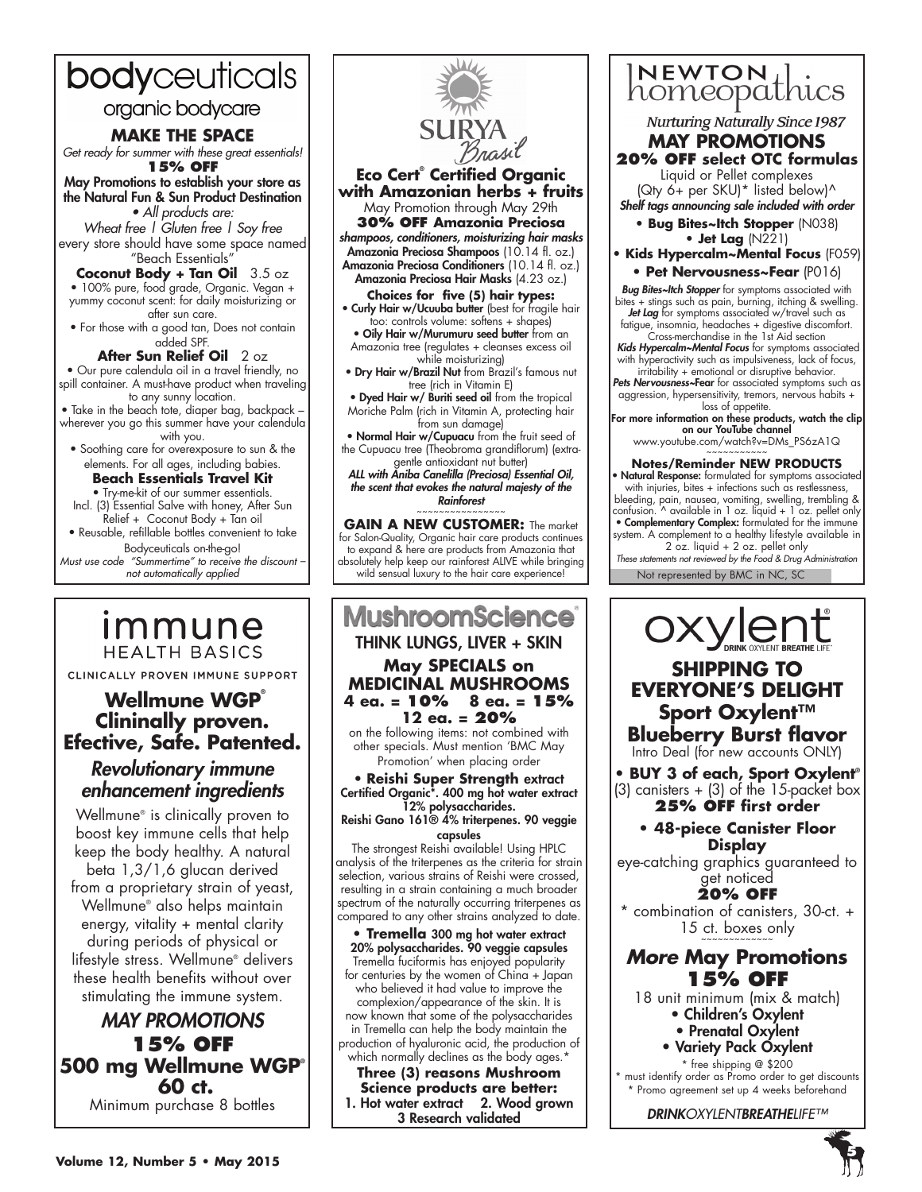# bodyceuticals

organic bodycare

## MAKE THE SPACE

*Get ready for summer with these great essentials!*

**15% OFF**

**May Promotions to establish your store as the Natural Fun & Sun Product Destination**

*• All products are:*

*Wheat free | Gluten free | Soy free*

every store should have some space named "Beach Essentials"

**Coconut Body + Tan Oil** 3.5 oz

• 100% pure, food grade, Organic. Vegan + yummy coconut scent: for daily moisturizing or after sun care.

• For those with a good tan, Does not contain added SPF.

**After Sun Relief Oil** 2 oz

• Our pure calendula oil in a travel friendly, no spill container. A must-have product when traveling to any sunny location.

• Take in the beach tote, diaper bag, backpack – wherever you go this summer have your calendula with you.

• Soothing care for overexposure to sun & the elements. For all ages, including babies.

**Beach Essentials Travel Kit**

• Try-me-kit of our summer essentials. Incl. (3) Essential Salve with honey, After Sun Relief + Coconut Body + Tan oil

• Reusable, refillable bottles convenient to take Bodyceuticals on-the-go!

*Must use code "Summertime" to receive the discount – not automatically applied*

---

# SURYA Brasil

## Eco Cert® Certified Organic with Amazonian herbs + fruits

May Promotion through May 29th

**30% OFF Amazonia Preciosa**

*shampoos, conditioners, moisturizing hair masks*

**Amazonia Preciosa Shampoos** (10.14 fl. oz.)
**Amazonia Preciosa Conditioners** (10.14 fl. oz.)
**Amazonia Preciosa Hair Masks** (4.23 oz.)

**Choices for five (5) hair types:**

• **Curly Hair w/Ucuuba butter** (best for fragile hair too: controls volume: softens + shapes)

• **Oily Hair w/Murumuru seed butter** from an Amazonia tree (regulates + cleanses excess oil while moisturizing)

• **Dry Hair w/Brazil Nut** from Brazil's famous nut tree (rich in Vitamin E)

• **Dyed Hair w/ Buriti seed oil** from the tropical Moriche Palm (rich in Vitamin A, protecting hair from sun damage)

• **Normal Hair w/Cupuacu** from the fruit seed of the Cupuacu tree (Theobroma grandiflorum) (extra-gentle antioxidant nut butter)

***ALL with Aniba Canelilla (Preciosa) Essential Oil, the scent that evokes the natural majesty of the Rainforest***

~~~~~~~~~~~~~~~~

**GAIN A NEW CUSTOMER:** The market for Salon-Quality, Organic hair care products continues to expand & here are products from Amazonia that absolutely help keep our rainforest ALIVE while bringing wild sensual luxury to the hair care experience!

---

# NEWTON homeopathics

*Nurturing Naturally Since 1987*

## MAY PROMOTIONS

**20% OFF select OTC formulas**

Liquid or Pellet complexes (Qty 6+ per SKU)* listed below)^

***Shelf tags announcing sale included with order***

• **Bug Bites~Itch Stopper** (N038)
• **Jet Lag** (N221)
• **Kids Hypercalm~Mental Focus** (F059)
• **Pet Nervousness~Fear** (P016)

***Bug Bites~Itch Stopper*** for symptoms associated with bites + stings such as pain, burning, itching & swelling.
***Jet Lag*** for symptoms associated w/travel such as fatigue, insomnia, headaches + digestive discomfort. Cross-merchandise in the 1st Aid section
***Kids Hypercalm~Mental Focus*** for symptoms associated with hyperactivity such as impulsiveness, lack of focus, irritability + emotional or disruptive behavior.
***Pets Nervousness~Fear*** for associated symptoms such as aggression, hypersensitivity, tremors, nervous habits + loss of appetite.

**For more information on these products, watch the clip on our YouTube channel**
www.youtube.com/watch?v=DMs_PS6zA1Q

~~~~~~~~~~~

**Notes/Reminder NEW PRODUCTS**

• **Natural Response:** formulated for symptoms associated with injuries, bites + infections such as restlessness, bleeding, pain, nausea, vomiting, swelling, trembling & confusion. ^ available in 1 oz. liquid + 1 oz. pellet only

• **Complementary Complex:** formulated for the immune system. A complement to a healthy lifestyle available in 2 oz. liquid + 2 oz. pellet only

*These statements not reviewed by the Food & Drug Administration*

Not represented by BMC in NC, SC

---

# immune HEALTH BASICS

CLINICALLY PROVEN IMMUNE SUPPORT

## Wellmune WGP® Clininally proven. Efective, Safe. Patented.

### *Revolutionary immune enhancement ingredients*

Wellmune® is clinically proven to boost key immune cells that help keep the body healthy. A natural beta 1,3/1,6 glucan derived from a proprietary strain of yeast, Wellmune® also helps maintain energy, vitality + mental clarity during periods of physical or lifestyle stress. Wellmune® delivers these health benefits without over stimulating the immune system.

### *MAY PROMOTIONS*

**15% OFF**

**500 mg Wellmune WGP® 60 ct.**

Minimum purchase 8 bottles

---

# MushroomScience®

THINK LUNGS, LIVER + SKIN

## May SPECIALS on MEDICINAL MUSHROOMS

**4 ea. = 10%   8 ea. = 15%**
**12 ea. = 20%**

on the following items: not combined with other specials. Must mention 'BMC May Promotion' when placing order

• **Reishi Super Strength extract**
**Certified Organic*. 400 mg hot water extract 12% polysaccharides.**
**Reishi Gano 161® 4% triterpenes. 90 veggie capsules**

The strongest Reishi available! Using HPLC analysis of the triterpenes as the criteria for strain selection, various strains of Reishi were crossed, resulting in a strain containing a much broader spectrum of the naturally occurring triterpenes as compared to any other strains analyzed to date.

• **Tremella** **300 mg hot water extract 20% polysaccharides. 90 veggie capsules**

Tremella fuciformis has enjoyed popularity for centuries by the women of China + Japan who believed it had value to improve the complexion/appearance of the skin. It is now known that some of the polysaccharides in Tremella can help the body maintain the production of hyaluronic acid, the production of which normally declines as the body ages.*

**Three (3) reasons Mushroom Science products are better:**
**1. Hot water extract   2. Wood grown**
**3 Research validated**

---

# oxylent®

DRINK OXYLENT BREATHE LIFE™

## SHIPPING TO EVERYONE'S DELIGHT

### Sport Oxylent™ Blueberry Burst flavor

Intro Deal (for new accounts ONLY)

• **BUY 3 of each, Sport Oxylent®** (3) canisters + (3) of the 15-packet box
**25% OFF first order**

• **48-piece Canister Floor Display**
eye-catching graphics guaranteed to get noticed
**20% OFF**
* combination of canisters, 30-ct. + 15 ct. boxes only

~~~~~~~~~~~~~

### *More* May Promotions

**15% OFF**

18 unit minimum (mix & match)

• **Children's Oxylent**
• **Prenatal Oxylent**
• **Variety Pack Oxylent**

* free shipping @ $200
* must identify order as Promo order to get discounts
* Promo agreement set up 4 weeks beforehand

***DRINK**OXYLENT**BREATHE**LIFE™*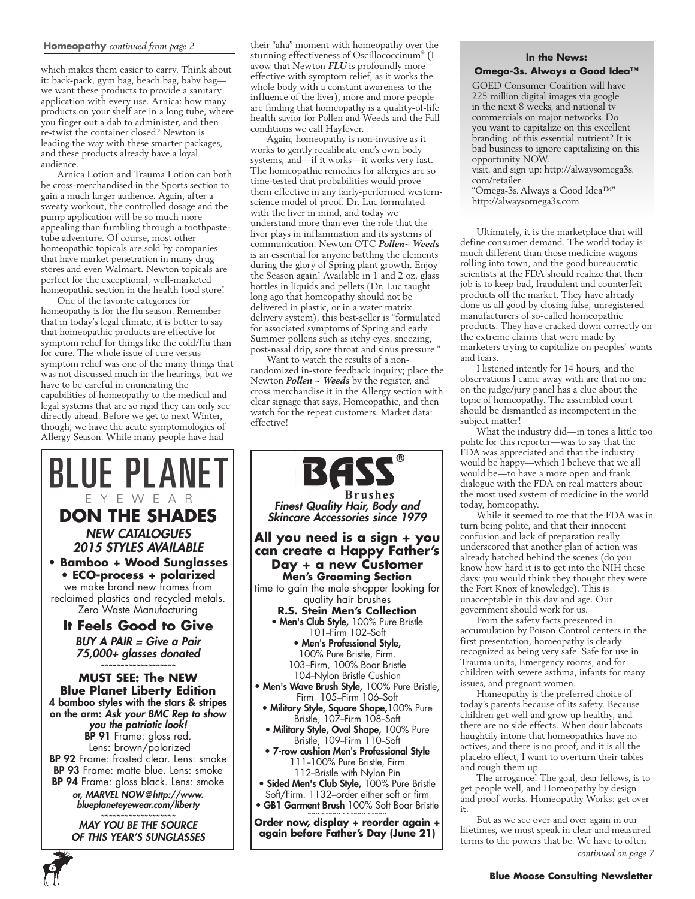**Homeopathy** *continued from page 2*

which makes them easier to carry. Think about it: back-pack, gym bag, beach bag, baby bag—we want these products to provide a sanitary application with every use. Arnica: how many products on your shelf are in a long tube, where you finger out a dab to administer, and then re-twist the container closed? Newton is leading the way with these smarter packages, and these products already have a loyal audience.

Arnica Lotion and Trauma Lotion can both be cross-merchandised in the Sports section to gain a much larger audience. Again, after a sweaty workout, the controlled dosage and the pump application will be so much more appealing than fumbling through a toothpaste-tube adventure. Of course, most other homeopathic topicals are sold by companies that have market penetration in many drug stores and even Walmart. Newton topicals are perfect for the exceptional, well-marketed homeopathic section in the health food store!

One of the favorite categories for homeopathy is for the flu season. Remember that in today's legal climate, it is better to say that homeopathic products are effective for symptom relief for things like the cold/flu than for cure. The whole issue of cure versus symptom relief was one of the many things that was not discussed much in the hearings, but we have to be careful in enunciating the capabilities of homeopathy to the medical and legal systems that are so rigid they can only see directly ahead. Before we get to next Winter, though, we have the acute symptomologies of Allergy Season. While many people have had their "aha" moment with homeopathy over the stunning effectiveness of Oscillococcinum® (I avow that Newton ***FLU*** is profoundly more effective with symptom relief, as it works the whole body with a constant awareness to the influence of the liver), more and more people are finding that homeopathy is a quality-of-life health savior for Pollen and Weeds and the Fall conditions we call Hayfever.

Again, homeopathy is non-invasive as it works to gently recalibrate one's own body systems, and—if it works—it works very fast. The homeopathic remedies for allergies are so time-tested that probabilities would prove them effective in any fairly-performed western-science model of proof. Dr. Luc formulated with the liver in mind, and today we understand more than ever the role that the liver plays in inflammation and its systems of communication. Newton OTC ***Pollen~ Weeds*** is an essential for anyone battling the elements during the glory of Spring plant growth. Enjoy the Season again! Available in 1 and 2 oz. glass bottles in liquids and pellets (Dr. Luc taught long ago that homeopathy should not be delivered in plastic, or in a water matrix delivery system), this best-seller is "formulated for associated symptoms of Spring and early Summer pollens such as itchy eyes, sneezing, post-nasal drip, sore throat and sinus pressure."

Want to watch the results of a non-randomized in-store feedback inquiry; place the Newton ***Pollen ~ Weeds*** by the register, and cross merchandise it in the Allergy section with clear signage that says, Homeopathic, and then watch for the repeat customers. Market data: effective!

---

# BLUE PLANET
EYEWEAR

## DON THE SHADES

***NEW CATALOGUES***
***2015 STYLES AVAILABLE***

- **Bamboo + Wood Sunglasses**
- **ECO-process + polarized**

we make brand new frames from reclaimed plastics and recycled metals. Zero Waste Manufacturing

### It Feels Good to Give

***BUY A PAIR = Give a Pair***
***75,000+ glasses donated***

~~~~~~~~~~~~~~~~~~~

**MUST SEE: The NEW Blue Planet Liberty Edition**
**4 bamboo styles with the stars & stripes on the arm:** ***Ask your BMC Rep to show you the patriotic look!***

**BP 91** Frame: gloss red. Lens: brown/polarized
**BP 92** Frame: frosted clear. Lens: smoke
**BP 93** Frame: matte blue. Lens: smoke
**BP 94** Frame: gloss black. Lens: smoke

***or, MARVEL NOW@http://www.blueplaneteyewear.com/liberty***

~~~~~~~~~~~~~~~~~~~

***MAY YOU BE THE SOURCE OF THIS YEAR'S SUNGLASSES***

---

# BASS®
**Brushes**

***Finest Quality Hair, Body and Skincare Accessories since 1979***

## All you need is a sign + you can create a Happy Father's Day + a new Customer

**Men's Grooming Section**

time to gain the male shopper looking for quality hair brushes

**R.S. Stein Men's Collection**

- **Men's Club Style,** 100% Pure Bristle 101–Firm 102–Soft
- **Men's Professional Style,** 100% Pure Bristle, Firm. 103–Firm, 100% Boar Bristle 104–Nylon Bristle Cushion
- **Men's Wave Brush Style,** 100% Pure Bristle, Firm 105–Firm 106–Soft
- **Military Style, Square Shape,** 100% Pure Bristle, 107–Firm 108–Soft
- **Military Style, Oval Shape,** 100% Pure Bristle, 109–Firm 110–Soft
- **7-row cushion Men's Professional Style** 111–100% Pure Bristle, Firm 112–Bristle with Nylon Pin
- **Sided Men's Club Style,** 100% Pure Bristle Soft/Firm. 1132–order either soft or firm
- **GB1 Garment Brush** 100% Soft Boar Bristle

~~~~~~~~~~~~~~~~~~~

**Order now, display + reorder again + again before Father's Day (June 21)**

---

**In the News:**
**Omega-3s. Always a Good Idea™**

GOED Consumer Coalition will have 225 million digital images via google in the next 8 weeks, and national tv commercials on major networks. Do you want to capitalize on this excellent branding of this essential nutrient? It is bad business to ignore capitalizing on this opportunity NOW.
visit, and sign up: http://alwaysomega3s.com/retailer
"Omega-3s. Always a Good Idea™"
http://alwaysomega3s.com

---

Ultimately, it is the marketplace that will define consumer demand. The world today is much different than those medicine wagons rolling into town, and the good bureaucratic scientists at the FDA should realize that their job is to keep bad, fraudulent and counterfeit products off the market. They have already done us all good by closing false, unregistered manufacturers of so-called homeopathic products. They have cracked down correctly on the extreme claims that were made by marketers trying to capitalize on peoples' wants and fears.

I listened intently for 14 hours, and the observations I came away with are that no one on the judge/jury panel has a clue about the topic of homeopathy. The assembled court should be dismantled as incompetent in the subject matter!

What the industry did—in tones a little too polite for this reporter—was to say that the FDA was appreciated and that the industry would be happy—which I believe that we all would be—to have a more open and frank dialogue with the FDA on real matters about the most used system of medicine in the world today, homeopathy.

While it seemed to me that the FDA was in turn being polite, and that their innocent confusion and lack of preparation really underscored that another plan of action was already hatched behind the scenes (do you know how hard it is to get into the NIH these days: you would think they thought they were the Fort Knox of knowledge). This is unacceptable in this day and age. Our government should work for us.

From the safety facts presented in accumulation by Poison Control centers in the first presentation, homeopathy is clearly recognized as being very safe. Safe for use in Trauma units, Emergency rooms, and for children with severe asthma, infants for many issues, and pregnant women.

Homeopathy is the preferred choice of today's parents because of its safety. Because children get well and grow up healthy, and there are no side effects. When dour labcoats haughtily intone that homeopathics have no actives, and there is no proof, and it is all the placebo effect, I want to overturn their tables and rough them up.

The arrogance! The goal, dear fellows, is to get people well, and Homeopathy by design and proof works. Homeopathy Works: get over it.

But as we see over and over again in our lifetimes, we must speak in clear and measured terms to the powers that be. We have to often

*continued on page 7*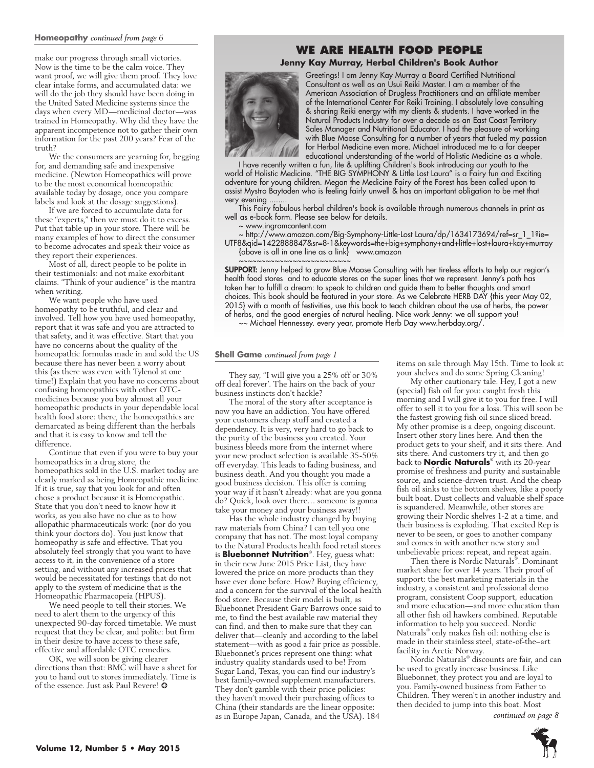**Homeopathy** *continued from page 6*

make our progress through small victories. Now is the time to be the calm voice. They want proof, we will give them proof. They love clear intake forms, and accumulated data: we will do the job they should have been doing in the United Sated Medicine systems since the days when every MD—medicinal doctor—was trained in Homeopathy. Why did they have the apparent incompetence not to gather their own information for the past 200 years? Fear of the truth?

We the consumers are yearning for, begging for, and demanding safe and inexpensive medicine. (Newton Homeopathics will prove to be the most economical homeopathic available today by dosage, once you compare labels and look at the dosage suggestions).

If we are forced to accumulate data for these "experts," then we must do it to excess. Put that table up in your store. There will be many examples of how to direct the consumer to become advocates and speak their voice as they report their experiences.

Most of all, direct people to be polite in their testimonials: and not make exorbitant claims. "Think of your audience" is the mantra when writing.

We want people who have used homeopathy to be truthful, and clear and involved. Tell how you have used homeopathy, report that it was safe and you are attracted to that safety, and it was effective. Start that you have no concerns about the quality of the homeopathic formulas made in and sold the US because there has never been a worry about this (as there was even with Tylenol at one time!) Explain that you have no concerns about confusing homeopathics with other OTC-medicines because you buy almost all your homeopathic products in your dependable local health food store: there, the homeopathics are demarcated as being different than the herbals and that it is easy to know and tell the difference.

Continue that even if you were to buy your homeopathics in a drug store, the homeopathics sold in the U.S. market today are clearly marked as being Homeopathic medicine. If it is true, say that you look for and often chose a product because it is Homeopathic. State that you don't need to know how it works, as you also have no clue as to how allopathic pharmaceuticals work: (nor do you think your doctors do). You just know that homeopathy is safe and effective. That you absolutely feel strongly that you want to have access to it, in the convenience of a store setting, and without any increased prices that would be necessitated for testings that do not apply to the system of medicine that is the Homeopathic Pharmacopeia (HPUS).

We need people to tell their stories. We need to alert them to the urgency of this unexpected 90-day forced timetable. We must request that they be clear, and polite: but firm in their desire to have access to these safe, effective and affordable OTC remedies.

OK, we will soon be giving clearer directions than that: BMC will have a sheet for you to hand out to stores immediately. Time is of the essence. Just ask Paul Revere! ❂

## WE ARE HEALTH FOOD PEOPLE

**Jenny Kay Murray, Herbal Children's Book Author**

Greetings! I am Jenny Kay Murray a Board Certified Nutritional Consultant as well as an Usui Reiki Master. I am a member of the American Association of Drugless Practitioners and an affiliate member of the International Center For Reiki Training. I absolutely love consulting & sharing Reiki energy with my clients & students. I have worked in the Natural Products Industry for over a decade as an East Coast Territory Sales Manager and Nutritional Educator. I had the pleasure of working with Blue Moose Consulting for a number of years that fueled my passion for Herbal Medicine even more. Michael introduced me to a far deeper educational understanding of the world of Holistic Medicine as a whole.

I have recently written a fun, lite & uplifting Children's Book introducing our youth to the world of Holistic Medicine. "THE BIG SYMPHONY & Little Lost Laura" is a Fairy fun and Exciting adventure for young children. Megan the Medicine Fairy of the Forest has been called upon to assist Mystro Baytoden who is feeling fairly unwell & has an important obligation to be met that very evening ........

This Fairy fabulous herbal children's book is available through numerous channels in print as well as e-book form. Please see below for details.

~ www.ingramcontent.com

~ http://www.amazon.com/Big-Symphony-Little-Lost Laura/dp/1634173694/ref=sr_1_1?ie=UTF8&qid=1422888847&sr=8-1&keywords=the+big+symphony+and+little+lost+laura+kay+murray {above is all in one line as a link} www.amazon

~~~~~~~~~~~~~~~~~~~~~~~~~

**SUPPORT:** Jenny helped to grow Blue Moose Consulting with her tireless efforts to help our region's health food stores and to educate stores on the super lines that we represent. Jenny's path has taken her to fulfill a dream: to speak to children and guide them to better thoughts and smart choices. This book should be featured in your store. As we Celebrate HERB DAY {this year May 02, 2015} with a month of festivities, use this book to teach children about the use of herbs, the power of herbs, and the good energies of natural healing. Nice work Jenny: we all support you!

~~ Michael Hennessey. every year, promote Herb Day www.herbday.org/.

**Shell Game** *continued from page 1*

They say, "I will give you a 25% off or 30% off deal forever'. The hairs on the back of your business instincts don't hackle?

The moral of the story after acceptance is now you have an addiction. You have offered your customers cheap stuff and created a dependency. It is very, very hard to go back to the purity of the business you created. Your business bleeds more from the internet where your new product selection is available 35-50% off everyday. This leads to fading business, and business death. And you thought you made a good business decision. This offer is coming your way if it hasn't already: what are you gonna do? Quick, look over there… someone is gonna take your money and your business away!!

Has the whole industry changed by buying raw materials from China? I can tell you one company that has not. The most loyal company to the Natural Products health food retail stores is **Bluebonnet Nutrition**®. Hey, guess what: in their new June 2015 Price List, they have lowered the price on more products than they have ever done before. How? Buying efficiency, and a concern for the survival of the local health food store. Because their model is built, as Bluebonnet President Gary Barrows once said to me, to find the best available raw material they can find, and then to make sure that they can deliver that—cleanly and according to the label statement—with as good a fair price as possible. Bluebonnet's prices represent one thing: what industry quality standards used to be! From Sugar Land, Texas, you can find our industry's best family-owned supplement manufacturers. They don't gamble with their price policies: they haven't moved their purchasing offices to China (their standards are the linear opposite: as in Europe Japan, Canada, and the USA). 184 items on sale through May 15th. Time to look at your shelves and do some Spring Cleaning!

My other cautionary tale. Hey, I got a new (special) fish oil for you: caught fresh this morning and I will give it to you for free. I will offer to sell it to you for a loss. This will soon be the fastest growing fish oil since sliced bread. My other promise is a deep, ongoing discount. Insert other story lines here. And then the product gets to your shelf, and it sits there. And sits there. And customers try it, and then go back to **Nordic Naturals**® with its 20-year promise of freshness and purity and sustainable source, and science-driven trust. And the cheap fish oil sinks to the bottom shelves, like a poorly built boat. Dust collects and valuable shelf space is squandered. Meanwhile, other stores are growing their Nordic shelves 1-2 at a time, and their business is exploding. That excited Rep is never to be seen, or goes to another company and comes in with another new story and unbelievable prices: repeat, and repeat again.

Then there is Nordic Naturals®. Dominant market share for over 14 years. Their proof of support: the best marketing materials in the industry, a consistent and professional demo program, consistent Coop support, education and more education—and more education than all other fish oil hawkers combined. Reputable information to help you succeed. Nordic Naturals® only makes fish oil: nothing else is made in their stainless steel, state-of-the–art facility in Arctic Norway.

Nordic Naturals® discounts are fair, and can be used to greatly increase business. Like Bluebonnet, they protect you and are loyal to you. Family-owned business from Father to Children. They weren't in another industry and then decided to jump into this boat. Most

*continued on page 8*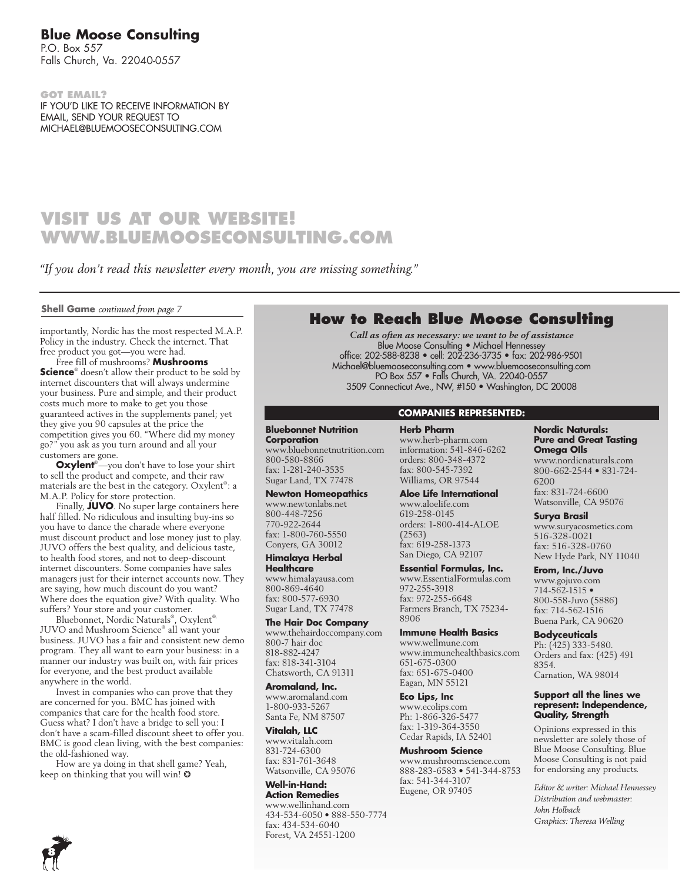**Blue Moose Consulting**
P.O. Box 557
Falls Church, Va. 22040-0557

**GOT EMAIL?**
IF YOU'D LIKE TO RECEIVE INFORMATION BY EMAIL, SEND YOUR REQUEST TO MICHAEL@BLUEMOOSECONSULTING.COM

## VISIT US AT OUR WEBSITE! WWW.BLUEMOOSECONSULTING.COM

*"If you don't read this newsletter every month, you are missing something."*

**Shell Game** *continued from page 7*

importantly, Nordic has the most respected M.A.P. Policy in the industry. Check the internet. That free product you got—you were had.

Free fill of mushrooms? **Mushrooms Science**® doesn't allow their product to be sold by internet discounters that will always undermine your business. Pure and simple, and their product costs much more to make to get you those guaranteed actives in the supplements panel; yet they give you 90 capsules at the price the competition gives you 60. "Where did my money go?" you ask as you turn around and all your customers are gone.

**Oxylent**®—you don't have to lose your shirt to sell the product and compete, and their raw materials are the best in the category. Oxylent®: a M.A.P. Policy for store protection.

Finally, **JUVO**. No super large containers here half filled. No ridiculous and insulting buy-ins so you have to dance the charade where everyone must discount product and lose money just to play. JUVO offers the best quality, and delicious taste, to health food stores, and not to deep-discount internet discounters. Some companies have sales managers just for their internet accounts now. They are saying, how much discount do you want? Where does the equation give? With quality. Who suffers? Your store and your customer.

Bluebonnet, Nordic Naturals®, Oxylent®, JUVO and Mushroom Science® all want your business. JUVO has a fair and consistent new demo program. They all want to earn your business: in a manner our industry was built on, with fair prices for everyone, and the best product available anywhere in the world.

Invest in companies who can prove that they are concerned for you. BMC has joined with companies that care for the health food store. Guess what? I don't have a bridge to sell you: I don't have a scam-filled discount sheet to offer you. BMC is good clean living, with the best companies: the old-fashioned way.

How are ya doing in that shell game? Yeah, keep on thinking that you will win! ✪

## How to Reach Blue Moose Consulting

***Call as often as necessary: we want to be of assistance***
Blue Moose Consulting • Michael Hennessey
office: 202-588-8238 • cell: 202-236-3735 • fax: 202-986-9501
Michael@bluemooseconsulting.com • www.bluemooseconsulting.com
PO Box 557 • Falls Church, VA. 22040-0557
3509 Connecticut Ave., NW, #150 • Washington, DC 20008

### COMPANIES REPRESENTED:

**Bluebonnet Nutrition Corporation**
www.bluebonnetnutrition.com
800-580-8866
fax: 1-281-240-3535
Sugar Land, TX 77478

**Newton Homeopathics**
www.newtonlabs.net
800-448-7256
770-922-2644
fax: 1-800-760-5550
Conyers, GA 30012

**Himalaya Herbal Healthcare**
www.himalayausa.com
800-869-4640
fax: 800-577-6930
Sugar Land, TX 77478

**The Hair Doc Company**
www.thehairdoccompany.com
800-7 hair doc
818-882-4247
fax: 818-341-3104
Chatsworth, CA 91311

**Aromaland, Inc.**
www.aromaland.com
1-800-933-5267
Santa Fe, NM 87507

**Vitalah, LLC**
www.vitalah.com
831-724-6300
fax: 831-761-3648
Watsonville, CA 95076

**Well-in-Hand: Action Remedies**
www.wellinhand.com
434-534-6050 • 888-550-7774
fax: 434-534-6040
Forest, VA 24551-1200

**Herb Pharm**
www.herb-pharm.com
information: 541-846-6262
orders: 800-348-4372
fax: 800-545-7392
Williams, OR 97544

**Aloe Life International**
www.aloelife.com
619-258-0145
orders: 1-800-414-ALOE (2563)
fax: 619-258-1373
San Diego, CA 92107

**Essential Formulas, Inc.**
www.EssentialFormulas.com
972-255-3918
fax: 972-255-6648
Farmers Branch, TX 75234-8906

**Immune Health Basics**
www.wellmune.com
www.immunehealthbasics.com
651-675-0300
fax: 651-675-0400
Eagan, MN 55121

**Eco Lips, Inc**
www.ecolips.com
Ph: 1-866-326-5477
fax: 1-319-364-3550
Cedar Rapids, IA 52401

**Mushroom Science**
www.mushroomscience.com
888-283-6583 • 541-344-8753
fax: 541-344-3107
Eugene, OR 97405

**Nordic Naturals: Pure and Great Tasting Omega OIls**
www.nordicnaturals.com
800-662-2544 • 831-724-6200
fax: 831-724-6600
Watsonville, CA 95076

**Surya Brasil**
www.suryacosmetics.com
516-328-0021
fax: 516-328-0760
New Hyde Park, NY 11040

**Erom, Inc./Juvo**
www.gojuvo.com
714-562-1515 •
800-558-Juvo (5886)
fax: 714-562-1516
Buena Park, CA 90620

**Bodyceuticals**
Ph: (425) 333-5480.
Orders and fax: (425) 491 8354.
Carnation, WA 98014

**Support all the lines we represent: Independence, Quality, Strength**

Opinions expressed in this newsletter are solely those of Blue Moose Consulting. Blue Moose Consulting is not paid for endorsing any products.

*Editor & writer: Michael Hennessey*
*Distribution and webmaster: John Holback*
*Graphics: Theresa Welling*